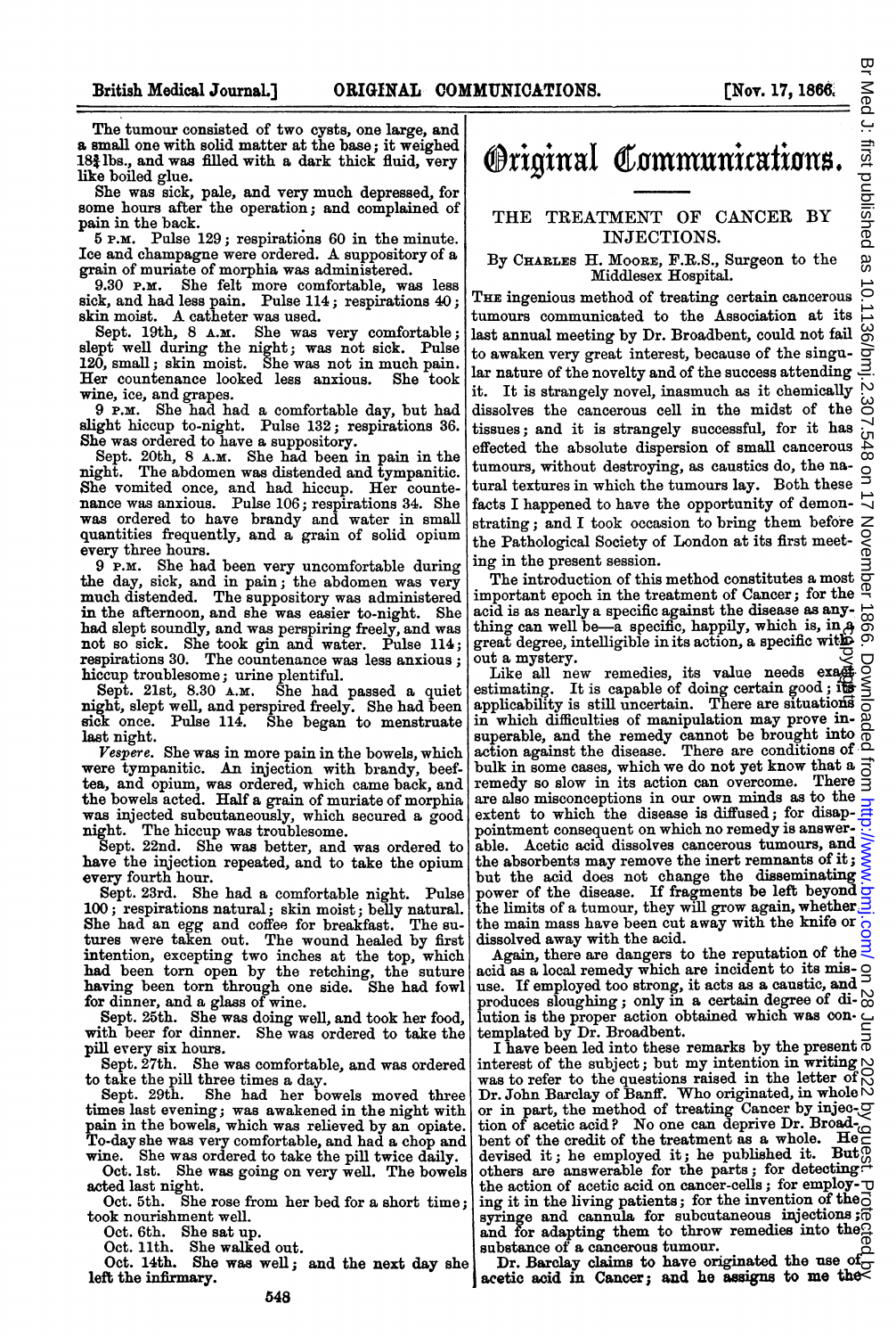The tumour consisted of two cysts, one large, and a small one with solid matter at the base; it weighed 18¾ lbs., and was filled with a dark thick fluid, very like boiled glue.

She was sick, pale, and very much depressed, for some hours after the operation; and complained of pain in the back.

5 P.M. Pulse 129; respirations 60 in the minute. Ice and champagne were ordered. A suppository of a grain of muriate of morphia was administered.

9.30 P.M. She felt more comfortable, was less sick, and had less pain. Pulse 114; respirations 40; skin moist. A catheter was used.

Sept. 19th, 8 A.M. She was very comfortable; slept well during the night; was not sick. Pulse 120, small; skin moist. She was not in much pain. Her countenance looked less anxious. She took wine, ice, and grapes.

9 P.M. She had had a comfortable day, but had slight hiccup to-night. Pulse 132; respirations 36. She was ordered to have a suppository.

Sept. 20th, 8 A.M. She had been in pain in the night. The abdomen was distended and tympanitic. She vomited once, and had hiccup. Her countenance was anxious. Pulse 106; respirations 34. She was ordered to have brandy and water in small quantities frequently, and a grain of solid opium every three hours.

9 P.M. She had been very uncomfortable during the day, sick, and in pain; the abdomen was very much distended. The suppository was administered in the afternoon, and she was easier to-night. She had slept soundly, and was perspiring freely, and was not so sick. She took gin and water. Pulse 114; respirations 30. The countenance was less anxious; hiccup troublesome; urine plentiful.

Sept. 21st, 8.30 A.M. She had passed a quiet night, slept well, and perspired freely. She had been sick once. Pulse 114. She began to menstruate last night.

*Vespere.* She was in more pain in the bowels, which were tympanitic. An injection with brandy, beef-tea, and opium, was ordered, which came back, and the bowels acted. Half a grain of muriate of morphia was injected subcutaneously, which secured a good night. The hiccup was troublesome.

Sept. 22nd. She was better, and was ordered to have the injection repeated, and to take the opium every fourth hour.

Sept. 23rd. She had a comfortable night. Pulse 100; respirations natural; skin moist; belly natural. She had an egg and coffee for breakfast. The sutures were taken out. The wound healed by first intention, excepting two inches at the top, which had been torn open by the retching, the suture having been torn through one side. She had fowl for dinner, and a glass of wine.

Sept. 25th. She was doing well, and took her food, with beer for dinner. She was ordered to take the pill every six hours.

Sept. 27th. She was comfortable, and was ordered to take the pill three times a day.

Sept. 29th. She had her bowels moved three times last evening; was awakened in the night with pain in the bowels, which was relieved by an opiate. To-day she was very comfortable, and had a chop and wine. She was ordered to take the pill twice daily.

Oct. 1st. She was going on very well. The bowels acted last night.

Oct. 5th. She rose from her bed for a short time; took nourishment well.

Oct. 6th. She sat up.

Oct. 11th. She walked out.

Oct. 14th. She was well; and the next day she left the infirmary.

# Original Communications.

## THE TREATMENT OF CANCER BY INJECTIONS.

By Charles H. Moore, F.R.S., Surgeon to the Middlesex Hospital.

The ingenious method of treating certain cancerous tumours communicated to the Association at its last annual meeting by Dr. Broadbent, could not fail to awaken very great interest, because of the singular nature of the novelty and of the success attending it. It is strangely novel, inasmuch as it chemically dissolves the cancerous cell in the midst of the tissues; and it is strangely successful, for it has effected the absolute dispersion of small cancerous tumours, without destroying, as caustics do, the natural textures in which the tumours lay. Both these facts I happened to have the opportunity of demonstrating; and I took occasion to bring them before the Pathological Society of London at its first meeting in the present session.

The introduction of this method constitutes a most important epoch in the treatment of Cancer; for the acid is as nearly a specific against the disease as anything can well be—a specific, happily, which is, in a great degree, intelligible in its action, a specific without a mystery.

Like all new remedies, its value needs exact estimating. It is capable of doing certain good; its applicability is still uncertain. There are situations in which difficulties of manipulation may prove insuperable, and the remedy cannot be brought into action against the disease. There are conditions of bulk in some cases, which we do not yet know that a remedy so slow in its action can overcome. There are also misconceptions in our own minds as to the extent to which the disease is diffused; for disappointment consequent on which no remedy is answerable. Acetic acid dissolves cancerous tumours, and the absorbents may remove the inert remnants of it; but the acid does not change the disseminating power of the disease. If fragments be left beyond the limits of a tumour, they will grow again, whether the main mass have been cut away with the knife or dissolved away with the acid.

Again, there are dangers to the reputation of the acid as a local remedy which are incident to its misuse. If employed too strong, it acts as a caustic, and produces sloughing; only in a certain degree of dilution is the proper action obtained which was contemplated by Dr. Broadbent.

I have been led into these remarks by the present interest of the subject; but my intention in writing was to refer to the questions raised in the letter of Dr. John Barclay of Banff. Who originated, in whole or in part, the method of treating Cancer by injection of acetic acid? No one can deprive Dr. Broadbent of the credit of the treatment as a whole. He devised it; he employed it; he published it. But others are answerable for the parts; for detecting the action of acetic acid on cancer-cells; for employing it in the living patients; for the invention of the syringe and cannula for subcutaneous injections; and for adapting them to throw remedies into the substance of a cancerous tumour.

Dr. Barclay claims to have originated the use of acetic acid in Cancer; and he assigns to me the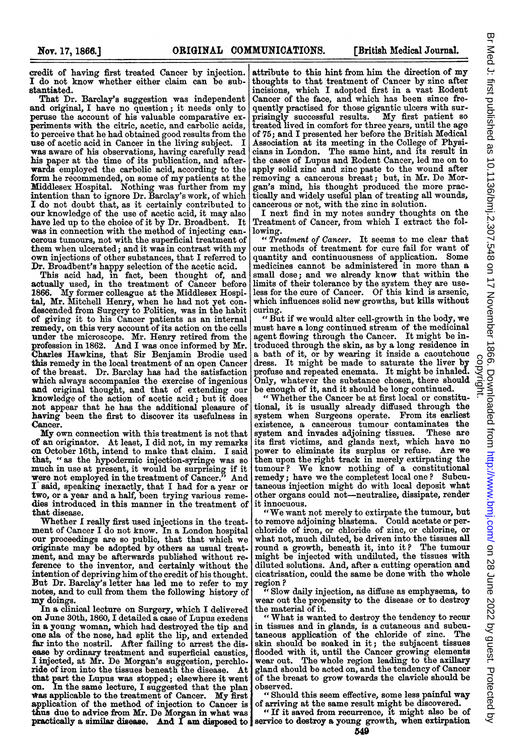credit of having first treated Cancer by injection. I do not know whether either claim can be substantiated.

That Dr. Barclay's suggestion was independent and original, I have no question; it needs only to peruse the account of his valuable comparative experiments with the citric, acetic, and carbolic acids, to perceive that he had obtained good results from the use of acetic acid in Cancer in the living subject. I was aware of his observations, having carefully read his paper at the time of its publication, and afterwards employed the carbolic acid, according to the form he recommended, on some of my patients at the Middlesex Hospital. Nothing was further from my intention than to ignore Dr. Barclay's work, of which I do not doubt that, as it certainly contributed to our knowledge of the use of acetic acid, it may also have led up to the choice of it by Dr. Broadbent. It was in connection with the method of injecting cancerous tumours, not with the superficial treatment of them when ulcerated; and it was in contrast with my own injections of other substances, that I referred to Dr. Broadbent's happy selection of the acetic acid.

This acid had, in fact, been thought of, and actually used, in the treatment of Cancer before 1866. My former colleague at the Middlesex Hospital, Mr. Mitchell Henry, when he had not yet condescended from Surgery to Politics, was in the habit of giving it to his Cancer patients as an internal remedy, on this very account of its action on the cells under the microscope. Mr. Henry retired from the profession in 1862. And I was once informed by Mr. Charles Hawkins, that Sir Benjamin Brodie used this remedy in the local treatment of an open Cancer of the breast. Dr. Barclay has had the satisfaction which always accompanies the exercise of ingenious and original thought, and that of extending our knowledge of the action of acetic acid; but it does not appear that he has the additional pleasure of having been the first to discover its usefulness in Cancer.

My own connection with this treatment is not that of an originator. At least, I did not, in my remarks on October 16th, intend to make that claim. I said that, "as the hypodermic injection-syringe was so much in use at present, it would be surprising if it were not employed in the treatment of Cancer." And I said, speaking inexactly, that I had for a year or two, or a year and a half, been trying various remedies introduced in this manner in the treatment of that disease.

Whether I really first used injections in the treatment of Cancer I do not know. In a London hospital our proceedings are so public, that that which we originate may be adopted by others as usual treatment, and may be afterwards published without reference to the inventor, and certainly without the intention of depriving him of the credit of his thought. But Dr. Barclay's letter has led me to refer to my notes, and to cull from them the following history of my doings.

In a clinical lecture on Surgery, which I delivered on June 30th, 1860, I detailed a case of Lupus exedens in a young woman, which had destroyed the tip and one ala of the nose, had split the lip, and extended far into the nostril. After failing to arrest the disease by ordinary treatment and superficial caustics, I injected, at Mr. De Morgan's suggestion, perchloride of iron into the tissues beneath the disease. At that part the Lupus was stopped; elsewhere it went on. In the same lecture, I suggested that the plan was applicable to the treatment of Cancer. My first application of the method of injection to Cancer is thus due to advice from Mr. De Morgan in what was practically a similar disease. And I am disposed to attribute to this hint from him the direction of my thoughts to that treatment of Cancer by zinc after incisions, which I adopted first in a vast Rodent Cancer of the face, and which has been since frequently practised for those gigantic ulcers with surprisingly successful results. My first patient so treated lived in comfort for three years, until the age of 75; and I presented her before the British Medical Association at its meeting in the College of Physicians in London. The same hint, and its result in the cases of Lupus and Rodent Cancer, led me on to apply solid zinc and zinc paste to the wound after removing a cancerous breast; but, in Mr. De Morgan's mind, his thought produced the more practically and widely useful plan of treating all wounds, cancerous or not, with the zinc in solution.

I next find in my notes sundry thoughts on the Treatment of Cancer, from which I extract the following.

"*Treatment of Cancer.* It seems to me clear that our methods of treatment for cure fail for want of quantity and continuousness of application. Some medicines cannot be administered in more than a small dose; and we already know that within the limits of their tolerance by the system they are useless for the cure of Cancer. Of this kind is arsenic, which influences solid new growths, but kills without curing.

"But if we would alter cell-growth in the body, we must have a long continued stream of the medicinal agent flowing through the Cancer. It might be introduced through the skin, as by a long residence in a bath of it, or by wearing it inside a caoutchouc dress. It might be made to saturate the liver by profuse and repeated enemata. It might be inhaled. Only, whatever the substance chosen, there should be enough of it, and it should be long continued.

"Whether the Cancer be at first local or constitutional, it is usually already diffused through the system when Surgeons operate. From its earliest existence, a cancerous tumour contaminates the system and invades adjoining tissues. These are its first victims, and glands next, which have no power to eliminate its surplus or refuse. Are we then upon the right track in merely extirpating the tumour? We know nothing of a constitutional remedy; have we the completest local one? Subcutaneous injection might do with local deposit what other organs could not—neutralise, dissipate, render it innocuous.

"We want not merely to extirpate the tumour, but to remove adjoining blastema. Could acetate or perchloride of iron, or chloride of zinc, or chlorine, or what not, much diluted, be driven into the tissues all round a growth, beneath it, into it? The tumour might be injected with undiluted, the tissues with diluted solutions. And, after a cutting operation and cicatrisation, could the same be done with the whole region?

"Slow daily injection, as diffuse as emphysema, to wear out the propensity to the disease or to destroy the material of it.

"What is wanted to destroy the tendency to recur in tissues and in glands, is a cutaneous and subcutaneous application of the chloride of zinc. The skin should be soaked in it; the subjacent tissues flooded with it, until the Cancer growing elements wear out. The whole region leading to the axillary gland should be acted on, and the tendency of Cancer of the breast to grow towards the clavicle should be observed.

"Should this seem effective, some less painful way of arriving at the same result might be discovered.

"If it saved from recurrence, it might also be of service to destroy a young growth, when extirpation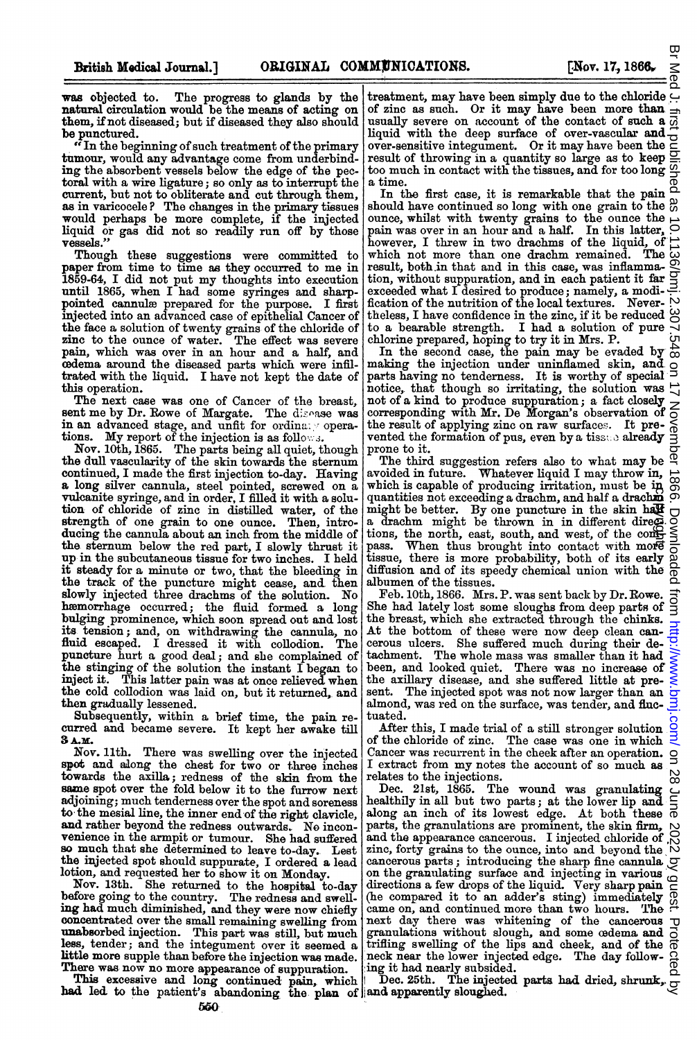was objected to. The progress to glands by the natural circulation would be the means of acting on them, if not diseased; but if diseased they also should be punctured.

"In the beginning of such treatment of the primary tumour, would any advantage come from underbinding the absorbent vessels below the edge of the pectoral with a wire ligature; so only as to interrupt the current, but not to obliterate and cut through them, as in varicocele? The changes in the primary tissues would perhaps be more complete, if the injected liquid or gas did not so readily run off by those vessels."

Though these suggestions were committed to paper from time to time as they occurred to me in 1859-64, I did not put my thoughts into execution until 1865, when I had some syringes and sharp-pointed cannulæ prepared for the purpose. I first injected into an advanced case of epithelial Cancer of the face a solution of twenty grains of the chloride of zinc to the ounce of water. The effect was severe pain, which was over in an hour and a half, and œdema around the diseased parts which were infiltrated with the liquid. I have not kept the date of this operation.

The next case was one of Cancer of the breast, sent me by Dr. Rowe of Margate. The disease was in an advanced stage, and unfit for ordinary operations. My report of the injection is as follows.

Nov. 10th, 1865. The parts being all quiet, though the dull vascularity of the skin towards the sternum continued, I made the first injection to-day. Having a long silver cannula, steel pointed, screwed on a vulcanite syringe, and in order, I filled it with a solution of chloride of zinc in distilled water, of the strength of one grain to one ounce. Then, introducing the cannula about an inch from the middle of the sternum below the red part, I slowly thrust it up in the subcutaneous tissue for two inches. I held it steady for a minute or two, that the bleeding in the track of the puncture might cease, and then slowly injected three drachms of the solution. No hæmorrhage occurred; the fluid formed a long bulging prominence, which soon spread out and lost its tension; and, on withdrawing the cannula, no fluid escaped. I dressed it with collodion. The puncture hurt a good deal; and she complained of the stinging of the solution the instant I began to inject it. This latter pain was at once relieved when the cold collodion was laid on, but it returned, and then gradually lessened.

Subsequently, within a brief time, the pain recurred and became severe. It kept her awake till 3 A.M.

Nov. 11th. There was swelling over the injected spot and along the chest for two or three inches towards the axilla; redness of the skin from the same spot over the fold below it to the furrow next adjoining; much tenderness over the spot and soreness to the mesial line, the inner end of the right clavicle, and rather beyond the redness outwards. No inconvenience in the armpit or tumour. She had suffered so much that she determined to leave to-day. Lest the injected spot should suppurate, I ordered a lead lotion, and requested her to show it on Monday.

Nov. 13th. She returned to the hospital to-day before going to the country. The redness and swelling had much diminished, and they were now chiefly concentrated over the small remaining swelling from unabsorbed injection. This part was still, but much less, tender; and the integument over it seemed a little more supple than before the injection was made. There was now no more appearance of suppuration.

This excessive and long continued pain, which had led to the patient's abandoning the plan of treatment, may have been simply due to the chloride of zinc as such. Or it may have been more than usually severe on account of the contact of such a liquid with the deep surface of over-vascular and over-sensitive integument. Or it may have been the result of throwing in a quantity so large as to keep too much in contact with the tissues, and for too long a time.

In the first case, it is remarkable that the pain should have continued so long with one grain to the ounce, whilst with twenty grains to the ounce the pain was over in an hour and a half. In this latter, however, I threw in two drachms of the liquid, of which not more than one drachm remained. The result, both in that and in this case, was inflammation, without suppuration, and in each patient it far exceeded what I desired to produce; namely, a modification of the nutrition of the local textures. Nevertheless, I have confidence in the zinc, if it be reduced to a bearable strength. I had a solution of pure chlorine prepared, hoping to try it in Mrs. P.

In the second case, the pain may be evaded by making the injection under uninflamed skin, and parts having no tenderness. It is worthy of special notice, that though so irritating, the solution was not of a kind to produce suppuration; a fact closely corresponding with Mr. De Morgan's observation of the result of applying zinc on raw surfaces. It prevented the formation of pus, even by a tissue already prone to it.

The third suggestion refers also to what may be avoided in future. Whatever liquid I may throw in, which is capable of producing irritation, must be in quantities not exceeding a drachm, and half a drachm might be better. By one puncture in the skin half a drachm might be thrown in in different directions, the north, east, south, and west, of the compass. When thus brought into contact with more tissue, there is more probability, both of its early diffusion and of its speedy chemical union with the albumen of the tissues.

Feb. 10th, 1866. Mrs. P. was sent back by Dr. Rowe. She had lately lost some sloughs from deep parts of the breast, which she extracted through the chinks. At the bottom of these were now deep clean cancerous ulcers. She suffered much during their detachment. The whole mass was smaller than it had been, and looked quiet. There was no increase of the axillary disease, and she suffered little at present. The injected spot was not now larger than an almond, was red on the surface, was tender, and fluctuated.

After this, I made trial of a still stronger solution of the chloride of zinc. The case was one in which Cancer was recurrent in the cheek after an operation. I extract from my notes the account of so much as relates to the injections.

Dec. 21st, 1865. The wound was granulating healthily in all but two parts; at the lower lip and along an inch of its lowest edge. At both these parts, the granulations are prominent, the skin firm, and the appearance cancerous. I injected chloride of zinc, forty grains to the ounce, into and beyond the cancerous parts; introducing the sharp fine cannula on the granulating surface and injecting in various directions a few drops of the liquid. Very sharp pain (he compared it to an adder's sting) immediately came on, and continued more than two hours. The next day there was whitening of the cancerous granulations without slough, and some œdema and trifling swelling of the lips and cheek, and of the neck near the lower injected edge. The day following it had nearly subsided.

Dec. 25th. The injected parts had dried, shrunk, and apparently sloughed.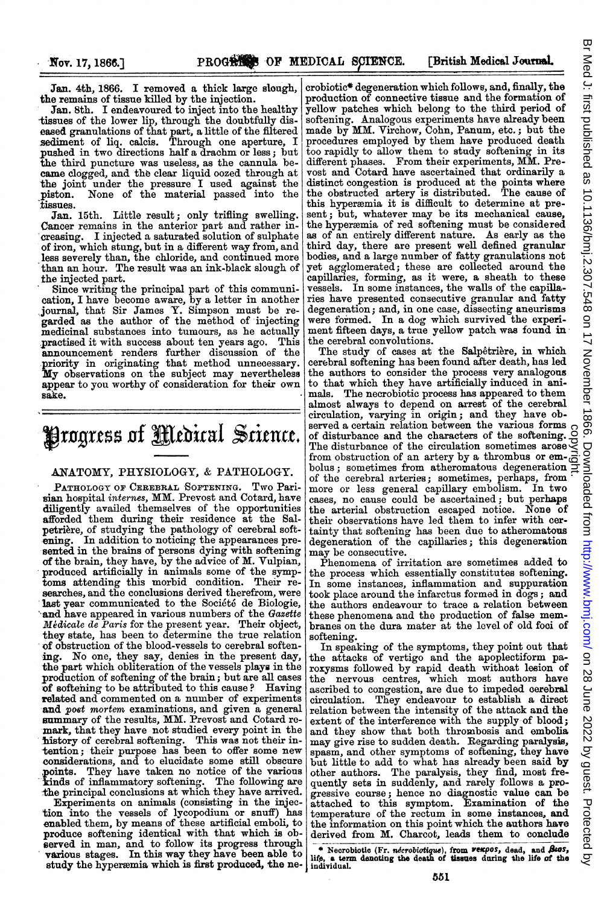Jan. 4th, 1866. I removed a thick large slough, the remains of tissue killed by the injection.

Jan. 8th. I endeavoured to inject into the healthy tissues of the lower lip, through the doubtfully diseased granulations of that part, a little of the filtered sediment of liq. calcis. Through one aperture, I pushed in two directions half a drachm or less; but the third puncture was useless, as the cannula became clogged, and the clear liquid oozed through at the joint under the pressure I used against the piston. None of the material passed into the tissues.

Jan. 15th. Little result; only trifling swelling. Cancer remains in the anterior part and rather increasing. I injected a saturated solution of sulphate of iron, which stung, but in a different way from, and less severely than, the chloride, and continued more than an hour. The result was an ink-black slough of the injected part.

Since writing the principal part of this communication, I have become aware, by a letter in another journal, that Sir James Y. Simpson must be regarded as the author of the method of injecting medicinal substances into tumours, as he actually practised it with success about ten years ago. This announcement renders further discussion of the priority in originating that method unnecessary. My observations on the subject may nevertheless appear to you worthy of consideration for their own sake.

# Progress of Medical Science.

## ANATOMY, PHYSIOLOGY, & PATHOLOGY.

PATHOLOGY OF CEREBRAL SOFTENING. Two Parisian hospital *internes*, MM. Prevost and Cotard, have diligently availed themselves of the opportunities afforded them during their residence at the Salpêtrière, of studying the pathology of cerebral softening. In addition to noticing the appearances presented in the brains of persons dying with softening of the brain, they have, by the advice of M. Vulpian, produced artificially in animals some of the symptoms attending this morbid condition. Their researches, and the conclusions derived therefrom, were last year communicated to the Société de Biologie, and have appeared in various numbers of the *Gazette Médicale de Paris* for the present year. Their object, they state, has been to determine the true relation of obstruction of the blood-vessels to cerebral softening. No one, they say, denies in the present day, the part which obliteration of the vessels plays in the production of softening of the brain; but are all cases of softening to be attributed to this cause? Having related and commented on a number of experiments and *post mortem* examinations, and given a general summary of the results, MM. Prevost and Cotard remark, that they have not studied every point in the history of cerebral softening. This was not their intention; their purpose has been to offer some new considerations, and to elucidate some still obscure points. They have taken no notice of the various kinds of inflammatory softening. The following are the principal conclusions at which they have arrived.

Experiments on animals (consisting in the injection into the vessels of lycopodium or snuff) has enabled them, by means of these artificial emboli, to produce softening identical with that which is observed in man, and to follow its progress through various stages. In this way they have been able to study the hyperæmia which is first produced, the necrobiotic* degeneration which follows, and, finally, the production of connective tissue and the formation of yellow patches which belong to the third period of softening. Analogous experiments have already been made by MM. Virchow, Cohn, Panum, etc.; but the procedures employed by them have produced death too rapidly to allow them to study softening in its different phases. From their experiments, MM. Prevost and Cotard have ascertained that ordinarily a distinct congestion is produced at the points where the obstructed artery is distributed. The cause of this hyperæmia it is difficult to determine at present; but, whatever may be its mechanical cause, the hyperæmia of red softening must be considered as of an entirely different nature. As early as the third day, there are present well defined granular bodies, and a large number of fatty granulations not yet agglomerated; these are collected around the capillaries, forming, as it were, a sheath to these vessels. In some instances, the walls of the capillaries have presented consecutive granular and fatty degeneration; and, in one case, dissecting aneurisms were formed. In a dog which survived the experiment fifteen days, a true yellow patch was found in the cerebral convolutions.

The study of cases at the Salpêtrière, in which cerebral softening has been found after death, has led the authors to consider the process very analogous to that which they have artificially induced in animals. The necrobiotic process has appeared to them almost always to depend on arrest of the cerebral circulation, varying in origin; and they have observed a certain relation between the various forms of disturbance and the characters of the softening. The disturbance of the circulation sometimes arose from obstruction of an artery by a thrombus or embolus; sometimes from atheromatous degeneration of the cerebral arteries; sometimes, perhaps, from more or less general capillary embolism. In two cases, no cause could be ascertained; but perhaps the arterial obstruction escaped notice. None of their observations have led them to infer with certainty that softening has been due to atheromatous degeneration of the capillaries; this degeneration may be consecutive.

Phenomena of irritation are sometimes added to the process which essentially constitutes softening. In some instances, inflammation and suppuration took place around the infarctus formed in dogs; and the authors endeavour to trace a relation between these phenomena and the production of false membranes on the dura mater at the level of old foci of softening.

In speaking of the symptoms, they point out that the attacks of vertigo and the apoplectiform paroxysms followed by rapid death without lesion of the nervous centres, which most authors have ascribed to congestion, are due to impeded cerebral circulation. They endeavour to establish a direct relation between the intensity of the attack and the extent of the interference with the supply of blood; and they show that both thrombosis and embolia may give rise to sudden death. Regarding paralysis, spasm, and other symptoms of softening, they have but little to add to what has already been said by other authors. The paralysis, they find, most frequently sets in suddenly, and rarely follows a progressive course; hence no diagnostic value can be attached to this symptom. Examination of the temperature of the rectum in some instances, and the information on this point which the authors have derived from M. Charcot, leads them to conclude

* Necrobiotic (Fr. *nécrobiotique*), from νεκρος, dead, and βιος, life, a term denoting the death of tissues during the life of the individual.